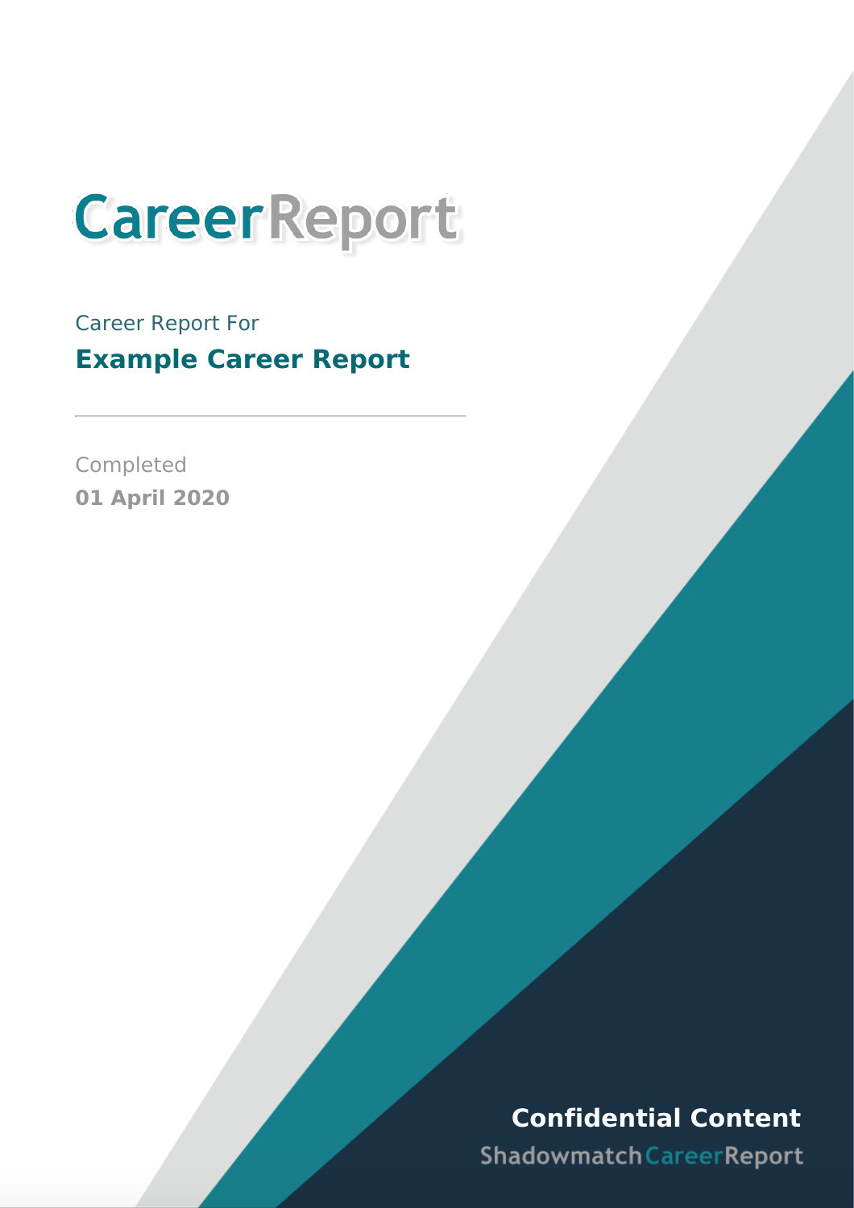# CareerReport

Career Report For

**Example Career Report**

---

Completed

**01 April 2020**

**Confidential Content**

ShadowmatchCareerReport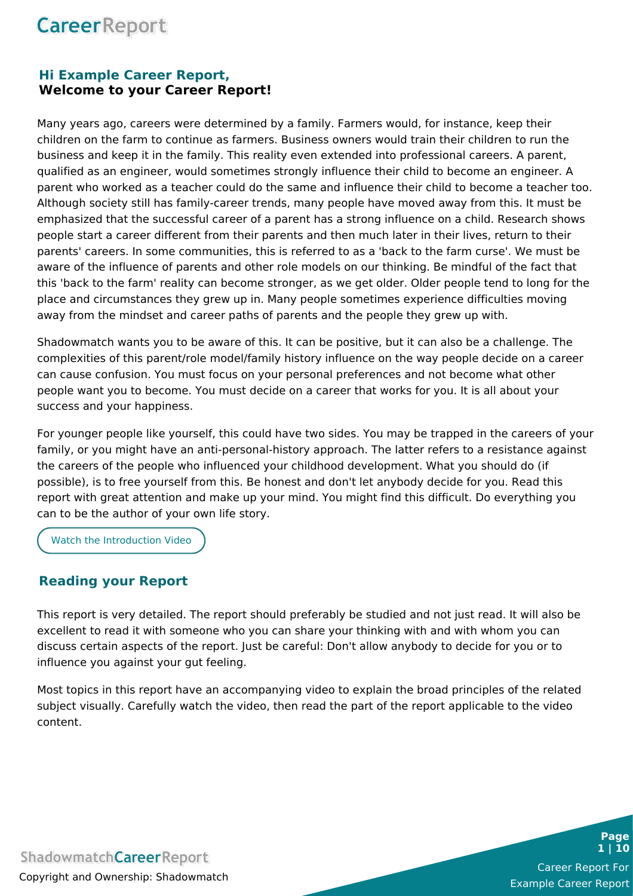## Hi Example Career Report,
**Welcome to your Career Report!**

Many years ago, careers were determined by a family. Farmers would, for instance, keep their children on the farm to continue as farmers. Business owners would train their children to run the business and keep it in the family. This reality even extended into professional careers. A parent, qualified as an engineer, would sometimes strongly influence their child to become an engineer. A parent who worked as a teacher could do the same and influence their child to become a teacher too. Although society still has family-career trends, many people have moved away from this. It must be emphasized that the successful career of a parent has a strong influence on a child. Research shows people start a career different from their parents and then much later in their lives, return to their parents' careers. In some communities, this is referred to as a 'back to the farm curse'. We must be aware of the influence of parents and other role models on our thinking. Be mindful of the fact that this 'back to the farm' reality can become stronger, as we get older. Older people tend to long for the place and circumstances they grew up in. Many people sometimes experience difficulties moving away from the mindset and career paths of parents and the people they grew up with.

Shadowmatch wants you to be aware of this. It can be positive, but it can also be a challenge. The complexities of this parent/role model/family history influence on the way people decide on a career can cause confusion. You must focus on your personal preferences and not become what other people want you to become. You must decide on a career that works for you. It is all about your success and your happiness.

For younger people like yourself, this could have two sides. You may be trapped in the careers of your family, or you might have an anti-personal-history approach. The latter refers to a resistance against the careers of the people who influenced your childhood development. What you should do (if possible), is to free yourself from this. Be honest and don't let anybody decide for you. Read this report with great attention and make up your mind. You might find this difficult. Do everything you can to be the author of your own life story.

Watch the Introduction Video

## Reading your Report

This report is very detailed. The report should preferably be studied and not just read. It will also be excellent to read it with someone who you can share your thinking with and with whom you can discuss certain aspects of the report. Just be careful: Don't allow anybody to decide for you or to influence you against your gut feeling.

Most topics in this report have an accompanying video to explain the broad principles of the related subject visually. Carefully watch the video, then read the part of the report applicable to the video content.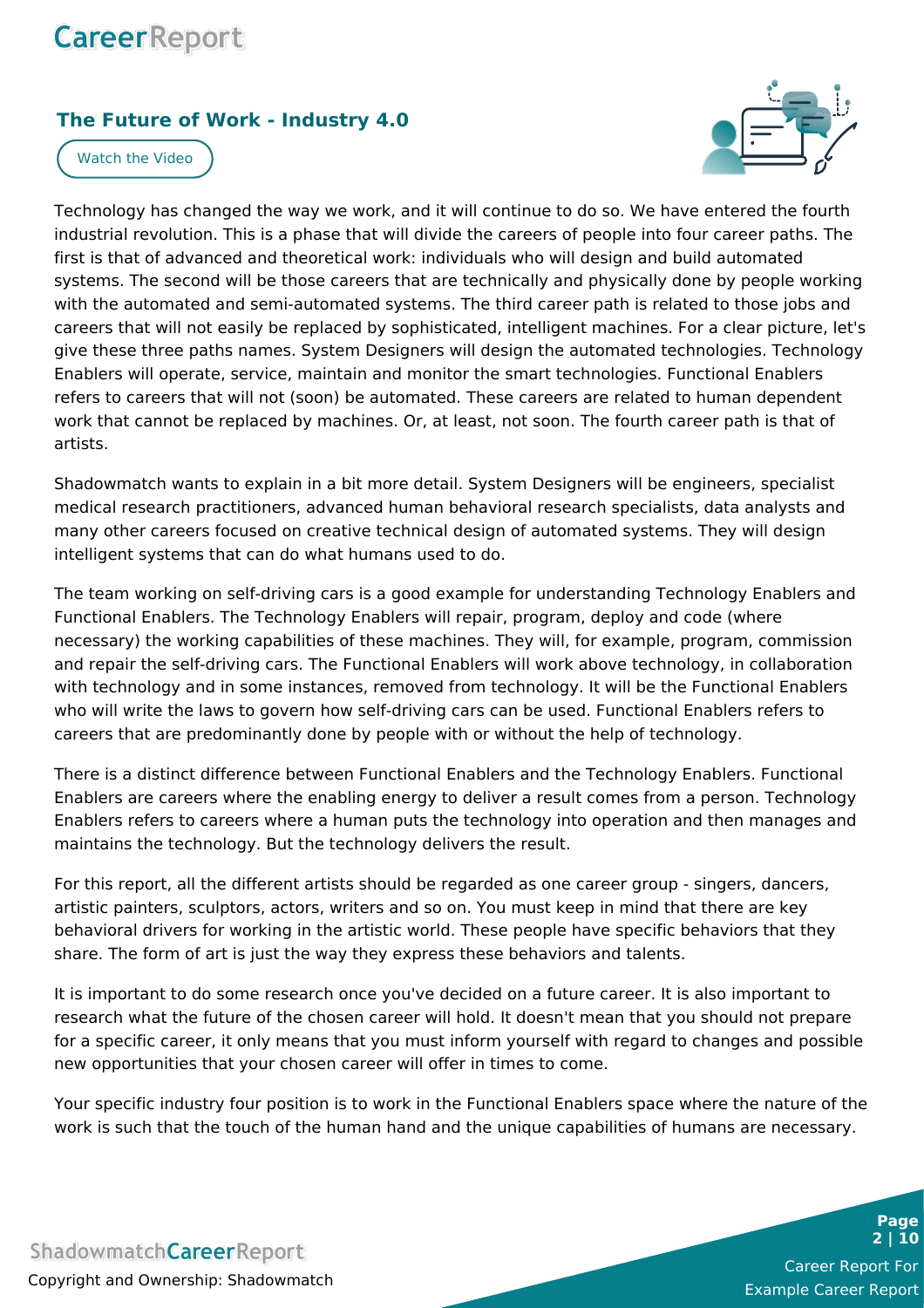## The Future of Work - Industry 4.0

Watch the Video

Technology has changed the way we work, and it will continue to do so. We have entered the fourth industrial revolution. This is a phase that will divide the careers of people into four career paths. The first is that of advanced and theoretical work: individuals who will design and build automated systems. The second will be those careers that are technically and physically done by people working with the automated and semi-automated systems. The third career path is related to those jobs and careers that will not easily be replaced by sophisticated, intelligent machines. For a clear picture, let's give these three paths names. System Designers will design the automated technologies. Technology Enablers will operate, service, maintain and monitor the smart technologies. Functional Enablers refers to careers that will not (soon) be automated. These careers are related to human dependent work that cannot be replaced by machines. Or, at least, not soon. The fourth career path is that of artists.

Shadowmatch wants to explain in a bit more detail. System Designers will be engineers, specialist medical research practitioners, advanced human behavioral research specialists, data analysts and many other careers focused on creative technical design of automated systems. They will design intelligent systems that can do what humans used to do.

The team working on self-driving cars is a good example for understanding Technology Enablers and Functional Enablers. The Technology Enablers will repair, program, deploy and code (where necessary) the working capabilities of these machines. They will, for example, program, commission and repair the self-driving cars. The Functional Enablers will work above technology, in collaboration with technology and in some instances, removed from technology. It will be the Functional Enablers who will write the laws to govern how self-driving cars can be used. Functional Enablers refers to careers that are predominantly done by people with or without the help of technology.

There is a distinct difference between Functional Enablers and the Technology Enablers. Functional Enablers are careers where the enabling energy to deliver a result comes from a person. Technology Enablers refers to careers where a human puts the technology into operation and then manages and maintains the technology. But the technology delivers the result.

For this report, all the different artists should be regarded as one career group - singers, dancers, artistic painters, sculptors, actors, writers and so on. You must keep in mind that there are key behavioral drivers for working in the artistic world. These people have specific behaviors that they share. The form of art is just the way they express these behaviors and talents.

It is important to do some research once you've decided on a future career. It is also important to research what the future of the chosen career will hold. It doesn't mean that you should not prepare for a specific career, it only means that you must inform yourself with regard to changes and possible new opportunities that your chosen career will offer in times to come.

Your specific industry four position is to work in the Functional Enablers space where the nature of the work is such that the touch of the human hand and the unique capabilities of humans are necessary.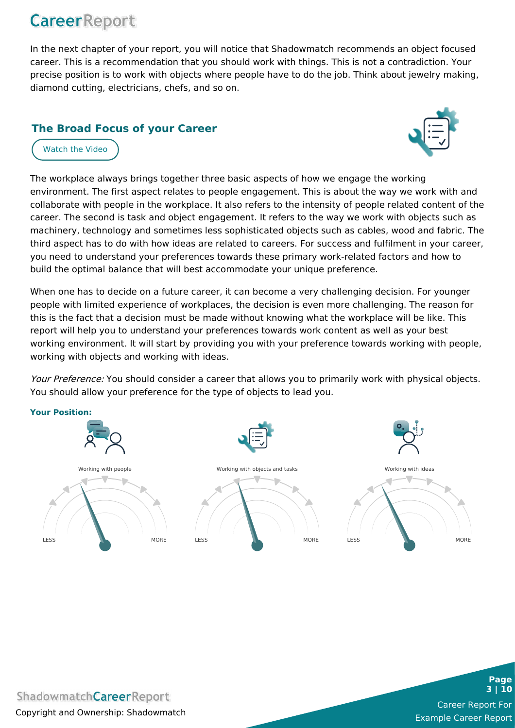In the next chapter of your report, you will notice that Shadowmatch recommends an object focused career. This is a recommendation that you should work with things. This is not a contradiction. Your precise position is to work with objects where people have to do the job. Think about jewelry making, diamond cutting, electricians, chefs, and so on.

## The Broad Focus of your Career

Watch the Video

The workplace always brings together three basic aspects of how we engage the working environment. The first aspect relates to people engagement. This is about the way we work with and collaborate with people in the workplace. It also refers to the intensity of people related content of the career. The second is task and object engagement. It refers to the way we work with objects such as machinery, technology and sometimes less sophisticated objects such as cables, wood and fabric. The third aspect has to do with how ideas are related to careers. For success and fulfilment in your career, you need to understand your preferences towards these primary work-related factors and how to build the optimal balance that will best accommodate your unique preference.

When one has to decide on a future career, it can become a very challenging decision. For younger people with limited experience of workplaces, the decision is even more challenging. The reason for this is the fact that a decision must be made without knowing what the workplace will be like. This report will help you to understand your preferences towards work content as well as your best working environment. It will start by providing you with your preference towards working with people, working with objects and working with ideas.

*Your Preference:* You should consider a career that allows you to primarily work with physical objects. You should allow your preference for the type of objects to lead you.

**Your Position:**

Working with people

LESS MORE

Working with objects and tasks

LESS MORE

Working with ideas

LESS MORE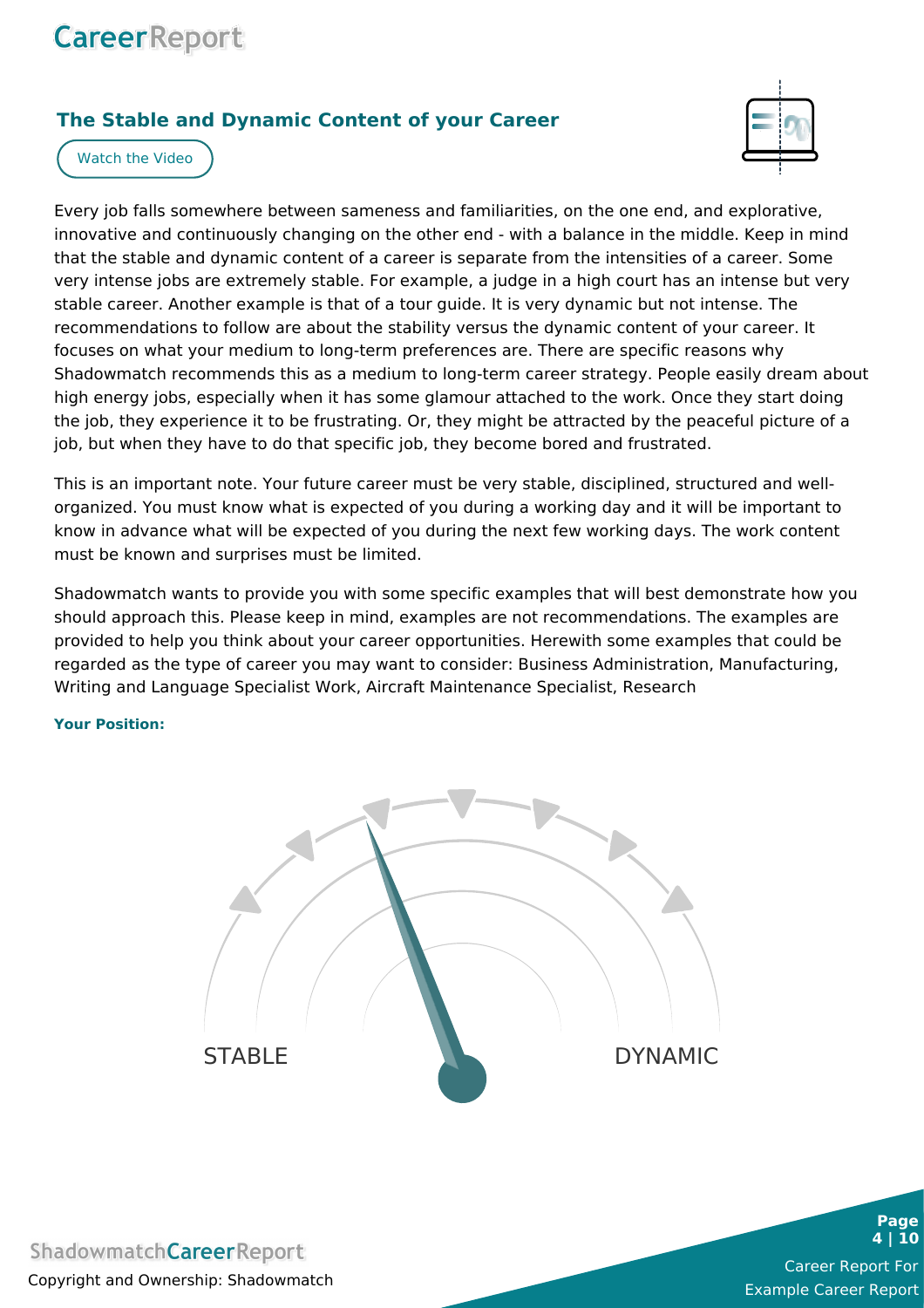## The Stable and Dynamic Content of your Career

Watch the Video

Every job falls somewhere between sameness and familiarities, on the one end, and explorative, innovative and continuously changing on the other end - with a balance in the middle. Keep in mind that the stable and dynamic content of a career is separate from the intensities of a career. Some very intense jobs are extremely stable. For example, a judge in a high court has an intense but very stable career. Another example is that of a tour guide. It is very dynamic but not intense. The recommendations to follow are about the stability versus the dynamic content of your career. It focuses on what your medium to long-term preferences are. There are specific reasons why Shadowmatch recommends this as a medium to long-term career strategy. People easily dream about high energy jobs, especially when it has some glamour attached to the work. Once they start doing the job, they experience it to be frustrating. Or, they might be attracted by the peaceful picture of a job, but when they have to do that specific job, they become bored and frustrated.

This is an important note. Your future career must be very stable, disciplined, structured and well-organized. You must know what is expected of you during a working day and it will be important to know in advance what will be expected of you during the next few working days. The work content must be known and surprises must be limited.

Shadowmatch wants to provide you with some specific examples that will best demonstrate how you should approach this. Please keep in mind, examples are not recommendations. The examples are provided to help you think about your career opportunities. Herewith some examples that could be regarded as the type of career you may want to consider: Business Administration, Manufacturing, Writing and Language Specialist Work, Aircraft Maintenance Specialist, Research

**Your Position:**

STABLE DYNAMIC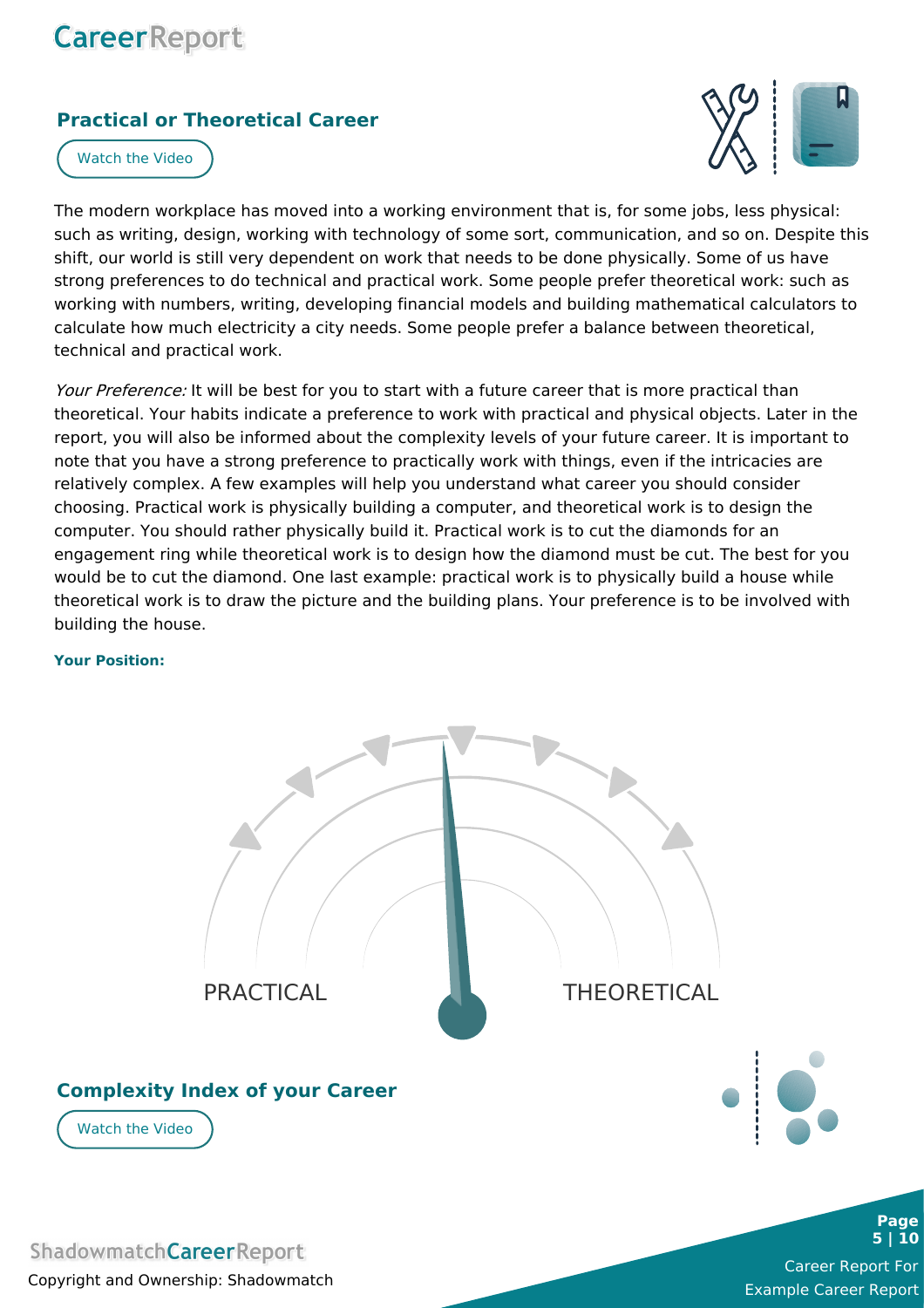## Practical or Theoretical Career

Watch the Video

The modern workplace has moved into a working environment that is, for some jobs, less physical: such as writing, design, working with technology of some sort, communication, and so on. Despite this shift, our world is still very dependent on work that needs to be done physically. Some of us have strong preferences to do technical and practical work. Some people prefer theoretical work: such as working with numbers, writing, developing financial models and building mathematical calculators to calculate how much electricity a city needs. Some people prefer a balance between theoretical, technical and practical work.

*Your Preference:* It will be best for you to start with a future career that is more practical than theoretical. Your habits indicate a preference to work with practical and physical objects. Later in the report, you will also be informed about the complexity levels of your future career. It is important to note that you have a strong preference to practically work with things, even if the intricacies are relatively complex. A few examples will help you understand what career you should consider choosing. Practical work is physically building a computer, and theoretical work is to design the computer. You should rather physically build it. Practical work is to cut the diamonds for an engagement ring while theoretical work is to design how the diamond must be cut. The best for you would be to cut the diamond. One last example: practical work is to physically build a house while theoretical work is to draw the picture and the building plans. Your preference is to be involved with building the house.

**Your Position:**

PRACTICAL THEORETICAL

## Complexity Index of your Career

Watch the Video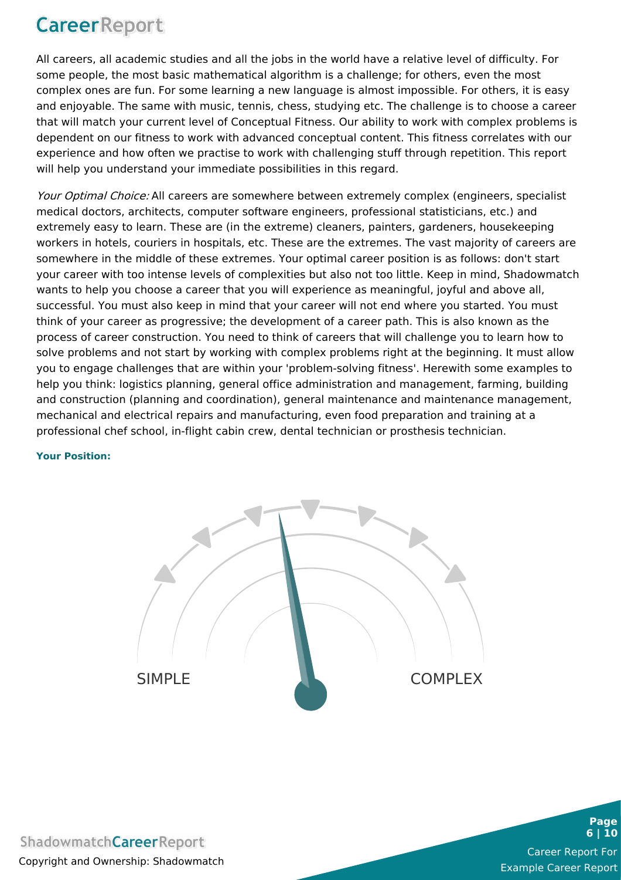# Career Report

All careers, all academic studies and all the jobs in the world have a relative level of difficulty. For some people, the most basic mathematical algorithm is a challenge; for others, even the most complex ones are fun. For some learning a new language is almost impossible. For others, it is easy and enjoyable. The same with music, tennis, chess, studying etc. The challenge is to choose a career that will match your current level of Conceptual Fitness. Our ability to work with complex problems is dependent on our fitness to work with advanced conceptual content. This fitness correlates with our experience and how often we practise to work with challenging stuff through repetition. This report will help you understand your immediate possibilities in this regard.

*Your Optimal Choice:* All careers are somewhere between extremely complex (engineers, specialist medical doctors, architects, computer software engineers, professional statisticians, etc.) and extremely easy to learn. These are (in the extreme) cleaners, painters, gardeners, housekeeping workers in hotels, couriers in hospitals, etc. These are the extremes. The vast majority of careers are somewhere in the middle of these extremes. Your optimal career position is as follows: don't start your career with too intense levels of complexities but also not too little. Keep in mind, Shadowmatch wants to help you choose a career that you will experience as meaningful, joyful and above all, successful. You must also keep in mind that your career will not end where you started. You must think of your career as progressive; the development of a career path. This is also known as the process of career construction. You need to think of careers that will challenge you to learn how to solve problems and not start by working with complex problems right at the beginning. It must allow you to engage challenges that are within your 'problem-solving fitness'. Herewith some examples to help you think: logistics planning, general office administration and management, farming, building and construction (planning and coordination), general maintenance and maintenance management, mechanical and electrical repairs and manufacturing, even food preparation and training at a professional chef school, in-flight cabin crew, dental technician or prosthesis technician.

**Your Position:**

SIMPLE COMPLEX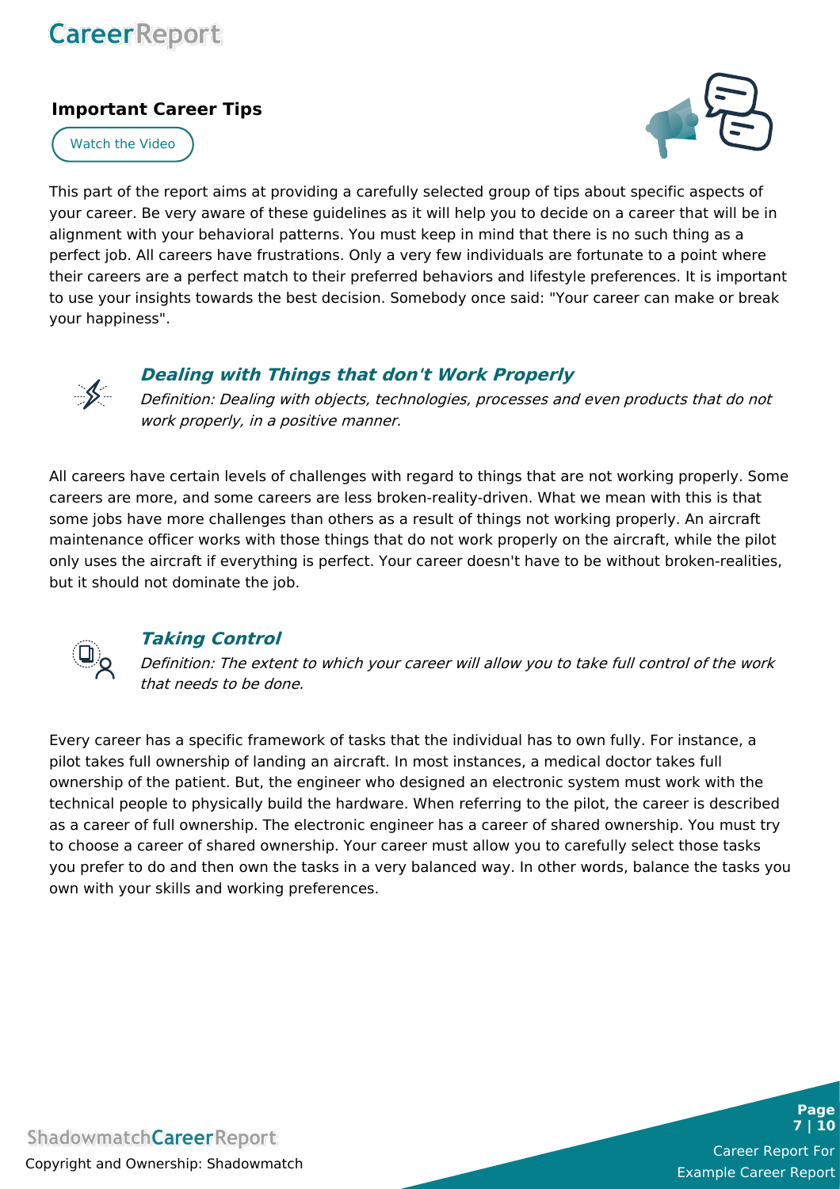## Important Career Tips

Watch the Video

This part of the report aims at providing a carefully selected group of tips about specific aspects of your career. Be very aware of these guidelines as it will help you to decide on a career that will be in alignment with your behavioral patterns. You must keep in mind that there is no such thing as a perfect job. All careers have frustrations. Only a very few individuals are fortunate to a point where their careers are a perfect match to their preferred behaviors and lifestyle preferences. It is important to use your insights towards the best decision. Somebody once said: "Your career can make or break your happiness".

### *Dealing with Things that don't Work Properly*

*Definition: Dealing with objects, technologies, processes and even products that do not work properly, in a positive manner.*

All careers have certain levels of challenges with regard to things that are not working properly. Some careers are more, and some careers are less broken-reality-driven. What we mean with this is that some jobs have more challenges than others as a result of things not working properly. An aircraft maintenance officer works with those things that do not work properly on the aircraft, while the pilot only uses the aircraft if everything is perfect. Your career doesn't have to be without broken-realities, but it should not dominate the job.

### *Taking Control*

*Definition: The extent to which your career will allow you to take full control of the work that needs to be done.*

Every career has a specific framework of tasks that the individual has to own fully. For instance, a pilot takes full ownership of landing an aircraft. In most instances, a medical doctor takes full ownership of the patient. But, the engineer who designed an electronic system must work with the technical people to physically build the hardware. When referring to the pilot, the career is described as a career of full ownership. The electronic engineer has a career of shared ownership. You must try to choose a career of shared ownership. Your career must allow you to carefully select those tasks you prefer to do and then own the tasks in a very balanced way. In other words, balance the tasks you own with your skills and working preferences.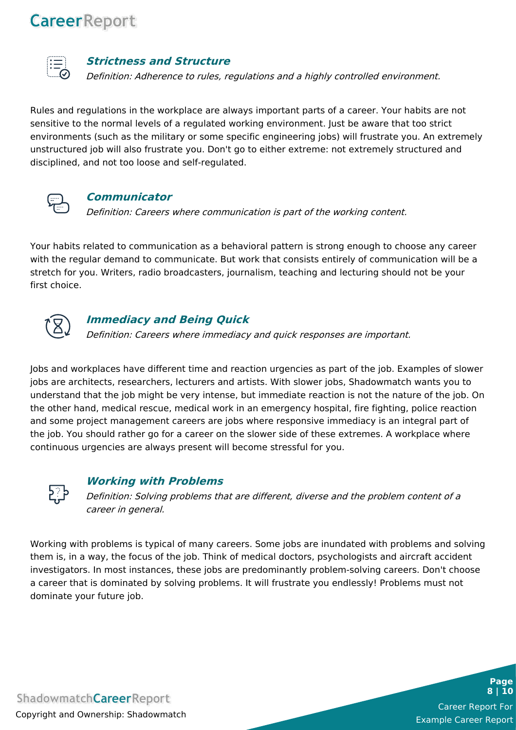### ***Strictness and Structure***

*Definition: Adherence to rules, regulations and a highly controlled environment.*

Rules and regulations in the workplace are always important parts of a career. Your habits are not sensitive to the normal levels of a regulated working environment. Just be aware that too strict environments (such as the military or some specific engineering jobs) will frustrate you. An extremely unstructured job will also frustrate you. Don't go to either extreme: not extremely structured and disciplined, and not too loose and self-regulated.

### ***Communicator***

*Definition: Careers where communication is part of the working content.*

Your habits related to communication as a behavioral pattern is strong enough to choose any career with the regular demand to communicate. But work that consists entirely of communication will be a stretch for you. Writers, radio broadcasters, journalism, teaching and lecturing should not be your first choice.

### ***Immediacy and Being Quick***

*Definition: Careers where immediacy and quick responses are important.*

Jobs and workplaces have different time and reaction urgencies as part of the job. Examples of slower jobs are architects, researchers, lecturers and artists. With slower jobs, Shadowmatch wants you to understand that the job might be very intense, but immediate reaction is not the nature of the job. On the other hand, medical rescue, medical work in an emergency hospital, fire fighting, police reaction and some project management careers are jobs where responsive immediacy is an integral part of the job. You should rather go for a career on the slower side of these extremes. A workplace where continuous urgencies are always present will become stressful for you.

### ***Working with Problems***

*Definition: Solving problems that are different, diverse and the problem content of a career in general.*

Working with problems is typical of many careers. Some jobs are inundated with problems and solving them is, in a way, the focus of the job. Think of medical doctors, psychologists and aircraft accident investigators. In most instances, these jobs are predominantly problem-solving careers. Don't choose a career that is dominated by solving problems. It will frustrate you endlessly! Problems must not dominate your future job.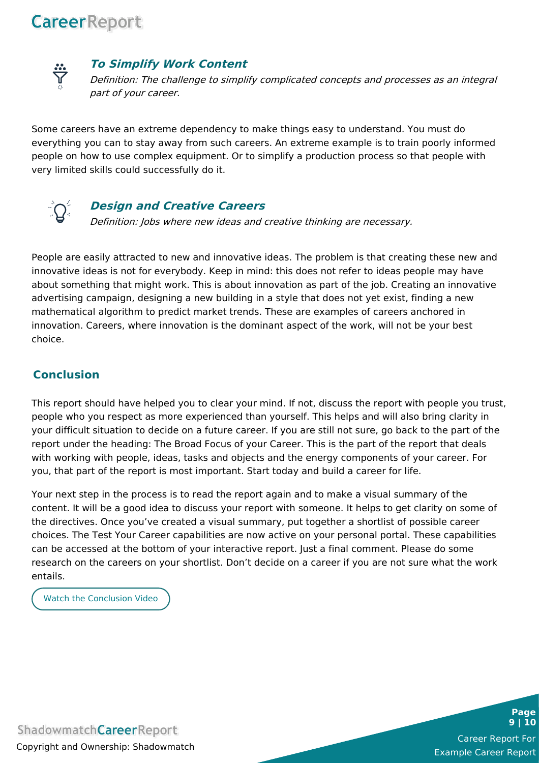### ***To Simplify Work Content***

*Definition: The challenge to simplify complicated concepts and processes as an integral part of your career.*

Some careers have an extreme dependency to make things easy to understand. You must do everything you can to stay away from such careers. An extreme example is to train poorly informed people on how to use complex equipment. Or to simplify a production process so that people with very limited skills could successfully do it.

### ***Design and Creative Careers***

*Definition: Jobs where new ideas and creative thinking are necessary.*

People are easily attracted to new and innovative ideas. The problem is that creating these new and innovative ideas is not for everybody. Keep in mind: this does not refer to ideas people may have about something that might work. This is about innovation as part of the job. Creating an innovative advertising campaign, designing a new building in a style that does not yet exist, finding a new mathematical algorithm to predict market trends. These are examples of careers anchored in innovation. Careers, where innovation is the dominant aspect of the work, will not be your best choice.

## Conclusion

This report should have helped you to clear your mind. If not, discuss the report with people you trust, people who you respect as more experienced than yourself. This helps and will also bring clarity in your difficult situation to decide on a future career. If you are still not sure, go back to the part of the report under the heading: The Broad Focus of your Career. This is the part of the report that deals with working with people, ideas, tasks and objects and the energy components of your career. For you, that part of the report is most important. Start today and build a career for life.

Your next step in the process is to read the report again and to make a visual summary of the content. It will be a good idea to discuss your report with someone. It helps to get clarity on some of the directives. Once you've created a visual summary, put together a shortlist of possible career choices. The Test Your Career capabilities are now active on your personal portal. These capabilities can be accessed at the bottom of your interactive report. Just a final comment. Please do some research on the careers on your shortlist. Don't decide on a career if you are not sure what the work entails.

Watch the Conclusion Video